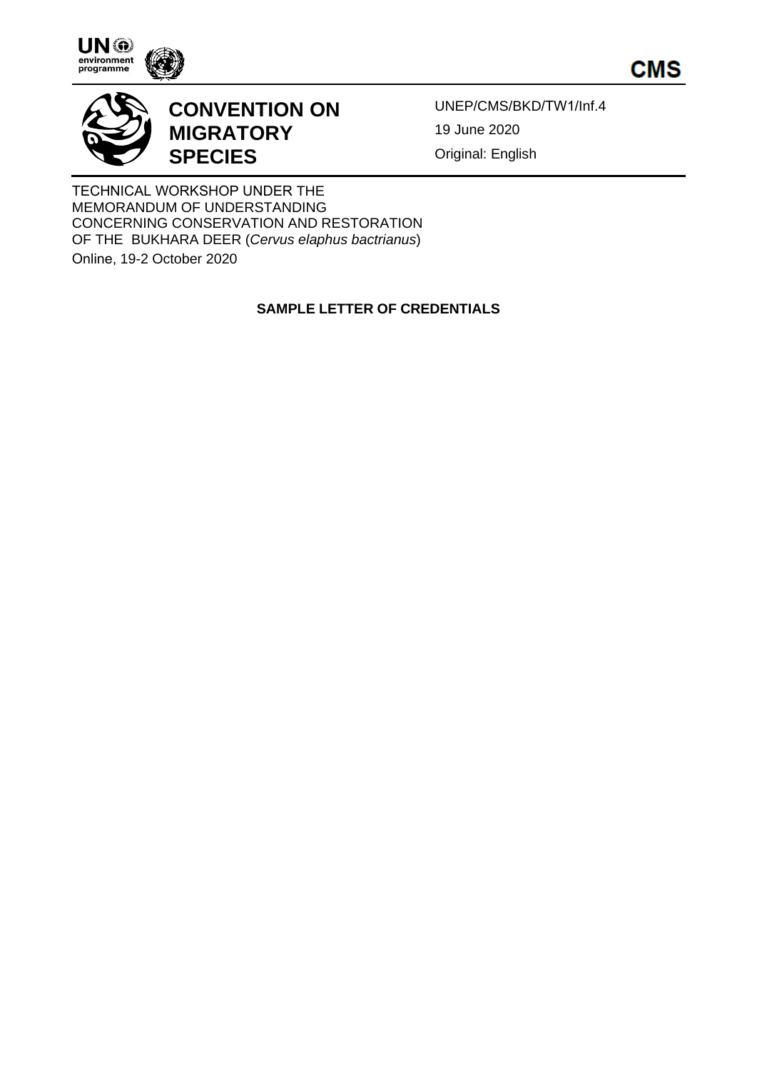CMS

# CONVENTION ON MIGRATORY SPECIES

UNEP/CMS/BKD/TW1/Inf.4

19 June 2020

Original: English

TECHNICAL WORKSHOP UNDER THE MEMORANDUM OF UNDERSTANDING CONCERNING CONSERVATION AND RESTORATION OF THE BUKHARA DEER (*Cervus elaphus bactrianus*)
Online, 19-2 October 2020

**SAMPLE LETTER OF CREDENTIALS**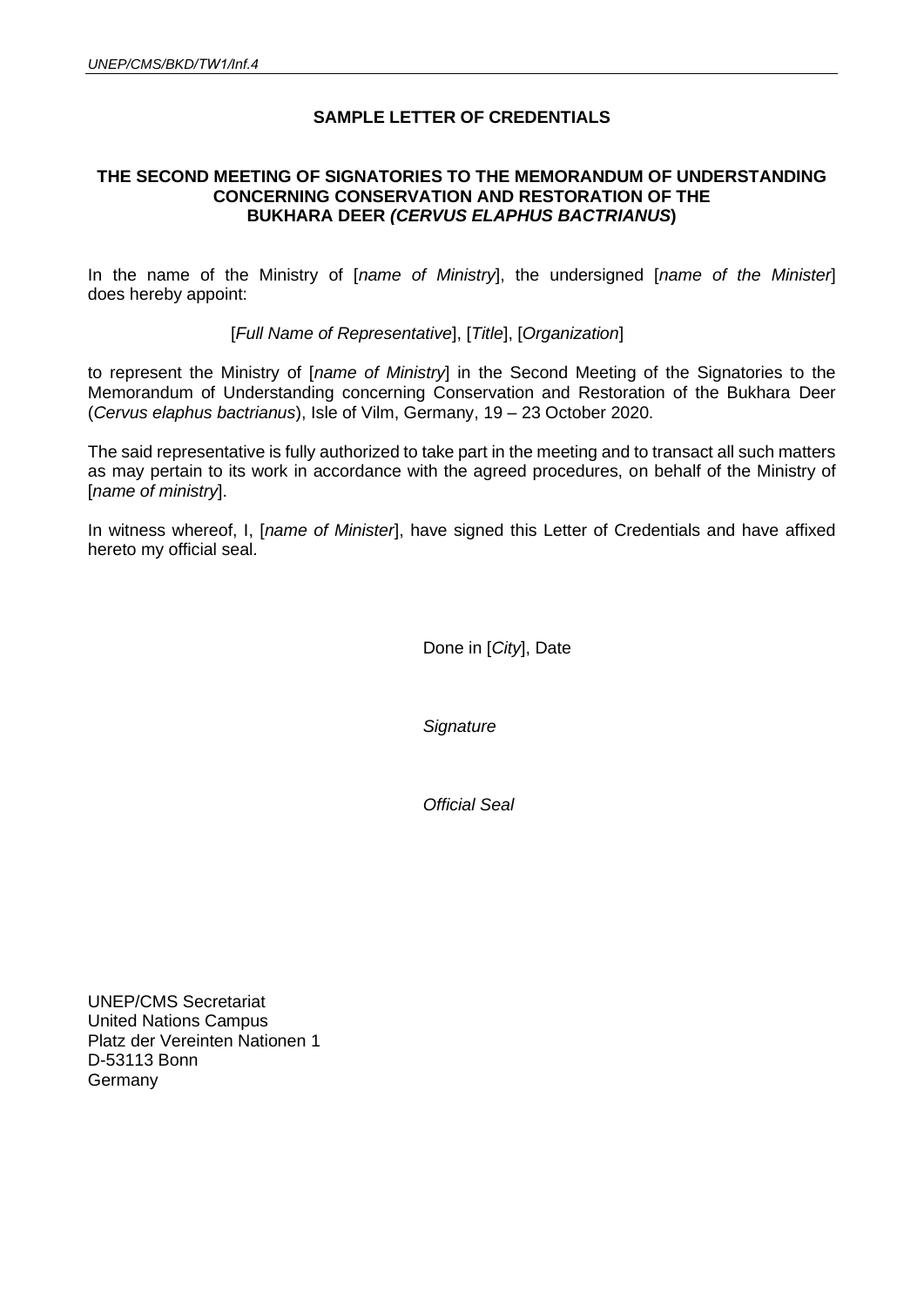## SAMPLE LETTER OF CREDENTIALS

### THE SECOND MEETING OF SIGNATORIES TO THE MEMORANDUM OF UNDERSTANDING CONCERNING CONSERVATION AND RESTORATION OF THE BUKHARA DEER *(CERVUS ELAPHUS BACTRIANUS)*

In the name of the Ministry of [*name of Ministry*], the undersigned [*name of the Minister*] does hereby appoint:

[*Full Name of Representative*], [*Title*], [*Organization*]

to represent the Ministry of [*name of Ministry*] in the Second Meeting of the Signatories to the Memorandum of Understanding concerning Conservation and Restoration of the Bukhara Deer (*Cervus elaphus bactrianus*), Isle of Vilm, Germany, 19 – 23 October 2020.

The said representative is fully authorized to take part in the meeting and to transact all such matters as may pertain to its work in accordance with the agreed procedures, on behalf of the Ministry of [*name of ministry*].

In witness whereof, I, [*name of Minister*], have signed this Letter of Credentials and have affixed hereto my official seal.

Done in [*City*], Date

*Signature*

*Official Seal*

UNEP/CMS Secretariat
United Nations Campus
Platz der Vereinten Nationen 1
D-53113 Bonn
Germany